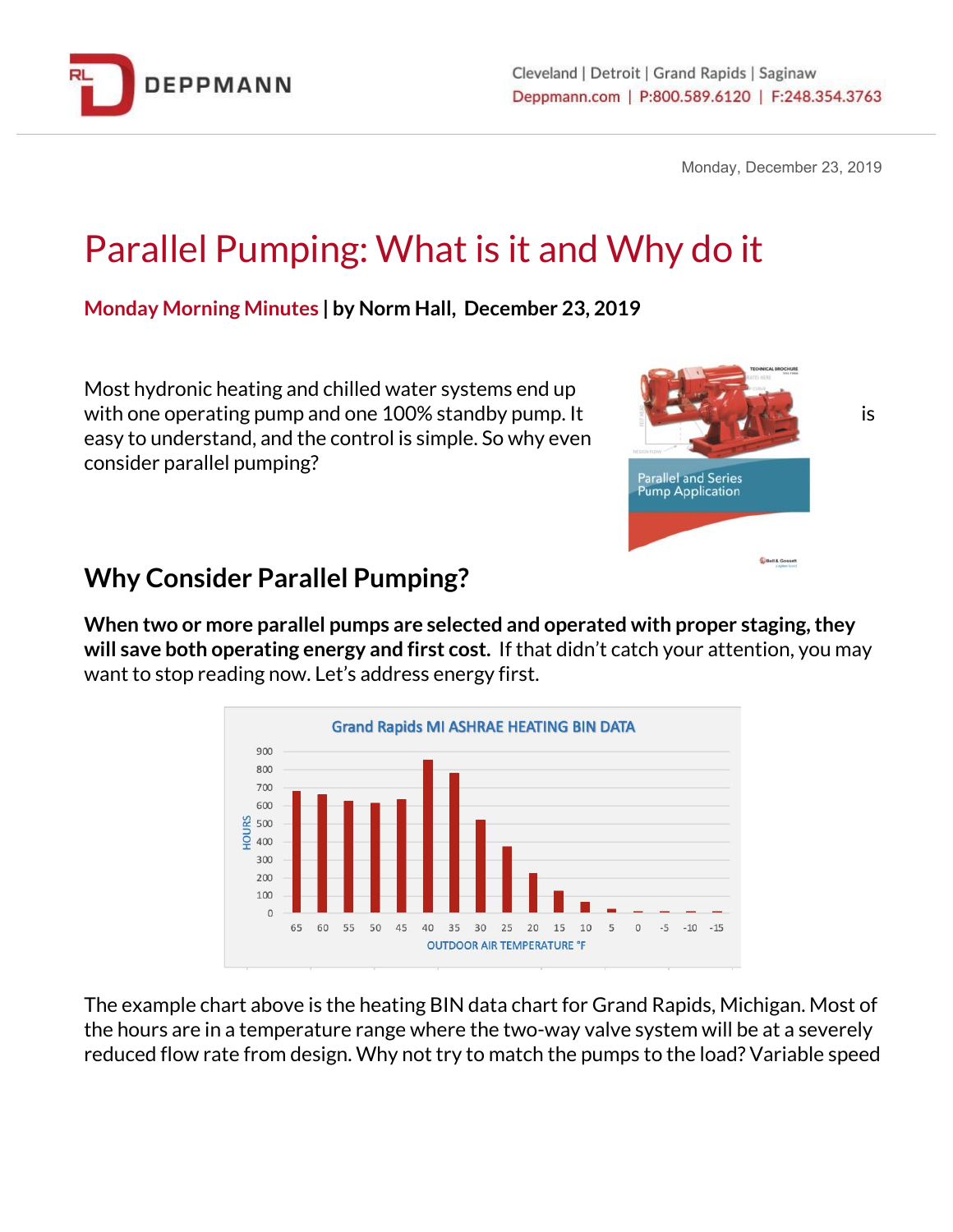Monday, December 23, 2019

# Parallel Pumping: What is it and Why do it

**Monday Morning Minutes | by Norm Hall, December 23, 2019**

Most hydronic heating and chilled water systems end up with one operating pump and one 100% standby pump. It is easy to understand, and the control is simple. So why even consider parallel pumping?

## Why Consider Parallel Pumping?

**When two or more parallel pumps are selected and operated with proper staging, they will save both operating energy and first cost.** If that didn't catch your attention, you may want to stop reading now. Let's address energy first.

**Grand Rapids MI ASHRAE HEATING BIN DATA**

The example chart above is the heating BIN data chart for Grand Rapids, Michigan. Most of the hours are in a temperature range where the two-way valve system will be at a severely reduced flow rate from design. Why not try to match the pumps to the load? Variable speed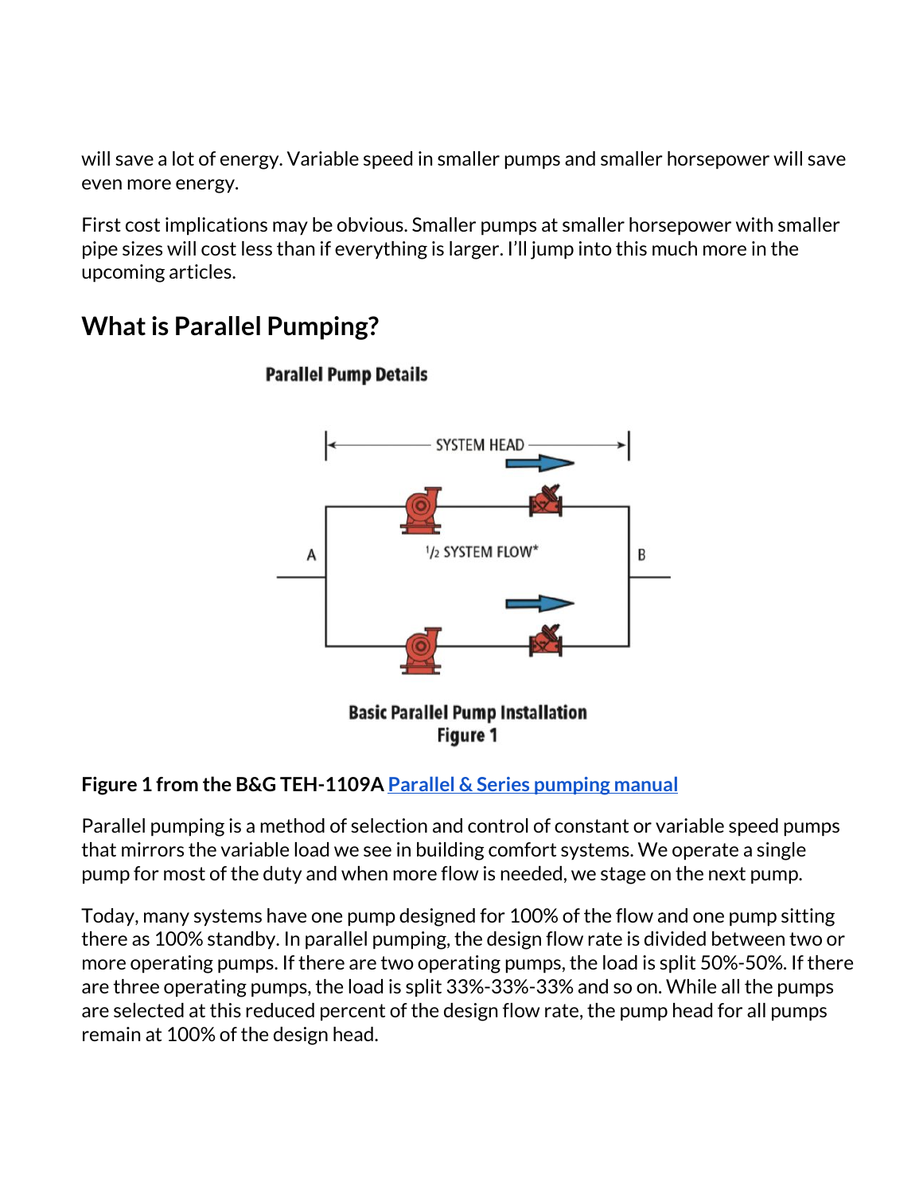will save a lot of energy. Variable speed in smaller pumps and smaller horsepower will save even more energy.

First cost implications may be obvious. Smaller pumps at smaller horsepower with smaller pipe sizes will cost less than if everything is larger. I'll jump into this much more in the upcoming articles.

## What is Parallel Pumping?

**Parallel Pump Details**

SYSTEM HEAD

A

½ SYSTEM FLOW*

B

**Basic Parallel Pump Installation**
**Figure 1**

**Figure 1 from the B&G TEH-1109A** [Parallel & Series pumping manual]

Parallel pumping is a method of selection and control of constant or variable speed pumps that mirrors the variable load we see in building comfort systems. We operate a single pump for most of the duty and when more flow is needed, we stage on the next pump.

Today, many systems have one pump designed for 100% of the flow and one pump sitting there as 100% standby. In parallel pumping, the design flow rate is divided between two or more operating pumps. If there are two operating pumps, the load is split 50%-50%. If there are three operating pumps, the load is split 33%-33%-33% and so on. While all the pumps are selected at this reduced percent of the design flow rate, the pump head for all pumps remain at 100% of the design head.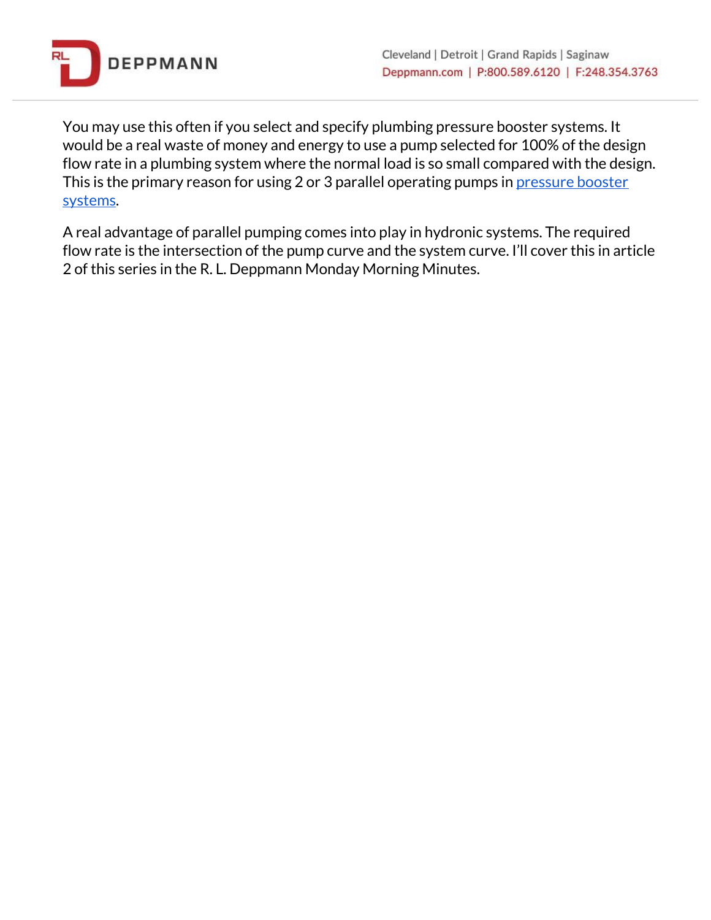You may use this often if you select and specify plumbing pressure booster systems. It would be a real waste of money and energy to use a pump selected for 100% of the design flow rate in a plumbing system where the normal load is so small compared with the design. This is the primary reason for using 2 or 3 parallel operating pumps in pressure booster systems.

A real advantage of parallel pumping comes into play in hydronic systems. The required flow rate is the intersection of the pump curve and the system curve. I'll cover this in article 2 of this series in the R. L. Deppmann Monday Morning Minutes.